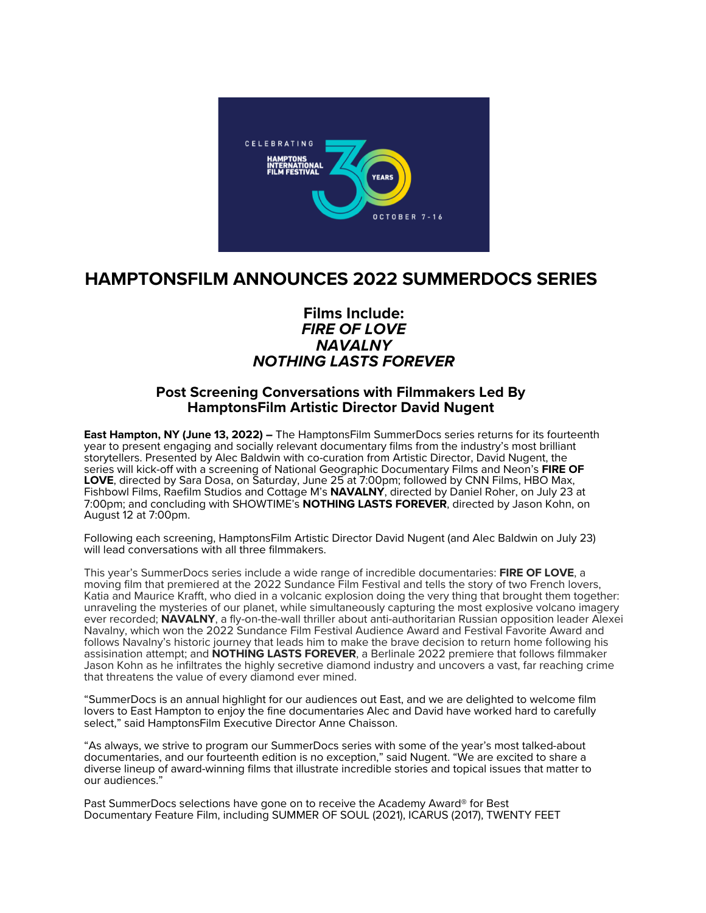CELEBRATING HAMPTONS INTERNATIONAL FILM FESTIVAL 30 YEARS OCTOBER 7-16

# HAMPTONSFILM ANNOUNCES 2022 SUMMERDOCS SERIES

## Films Include:
## ***FIRE OF LOVE***
## ***NAVALNY***
## ***NOTHING LASTS FOREVER***

### Post Screening Conversations with Filmmakers Led By HamptonsFilm Artistic Director David Nugent

**East Hampton, NY (June 13, 2022) –** The HamptonsFilm SummerDocs series returns for its fourteenth year to present engaging and socially relevant documentary films from the industry's most brilliant storytellers. Presented by Alec Baldwin with co-curation from Artistic Director, David Nugent, the series will kick-off with a screening of National Geographic Documentary Films and Neon's **FIRE OF LOVE**, directed by Sara Dosa, on Saturday, June 25 at 7:00pm; followed by CNN Films, HBO Max, Fishbowl Films, Raefilm Studios and Cottage M's **NAVALNY**, directed by Daniel Roher, on July 23 at 7:00pm; and concluding with SHOWTIME's **NOTHING LASTS FOREVER**, directed by Jason Kohn, on August 12 at 7:00pm.

Following each screening, HamptonsFilm Artistic Director David Nugent (and Alec Baldwin on July 23) will lead conversations with all three filmmakers.

This year's SummerDocs series include a wide range of incredible documentaries: **FIRE OF LOVE**, a moving film that premiered at the 2022 Sundance Film Festival and tells the story of two French lovers, Katia and Maurice Krafft, who died in a volcanic explosion doing the very thing that brought them together: unraveling the mysteries of our planet, while simultaneously capturing the most explosive volcano imagery ever recorded; **NAVALNY**, a fly-on-the-wall thriller about anti-authoritarian Russian opposition leader Alexei Navalny, which won the 2022 Sundance Film Festival Audience Award and Festival Favorite Award and follows Navalny's historic journey that leads him to make the brave decision to return home following his assisination attempt; and **NOTHING LASTS FOREVER**, a Berlinale 2022 premiere that follows filmmaker Jason Kohn as he infiltrates the highly secretive diamond industry and uncovers a vast, far reaching crime that threatens the value of every diamond ever mined.

"SummerDocs is an annual highlight for our audiences out East, and we are delighted to welcome film lovers to East Hampton to enjoy the fine documentaries Alec and David have worked hard to carefully select," said HamptonsFilm Executive Director Anne Chaisson.

"As always, we strive to program our SummerDocs series with some of the year's most talked-about documentaries, and our fourteenth edition is no exception," said Nugent. "We are excited to share a diverse lineup of award-winning films that illustrate incredible stories and topical issues that matter to our audiences."

Past SummerDocs selections have gone on to receive the Academy Award® for Best Documentary Feature Film, including SUMMER OF SOUL (2021), ICARUS (2017), TWENTY FEET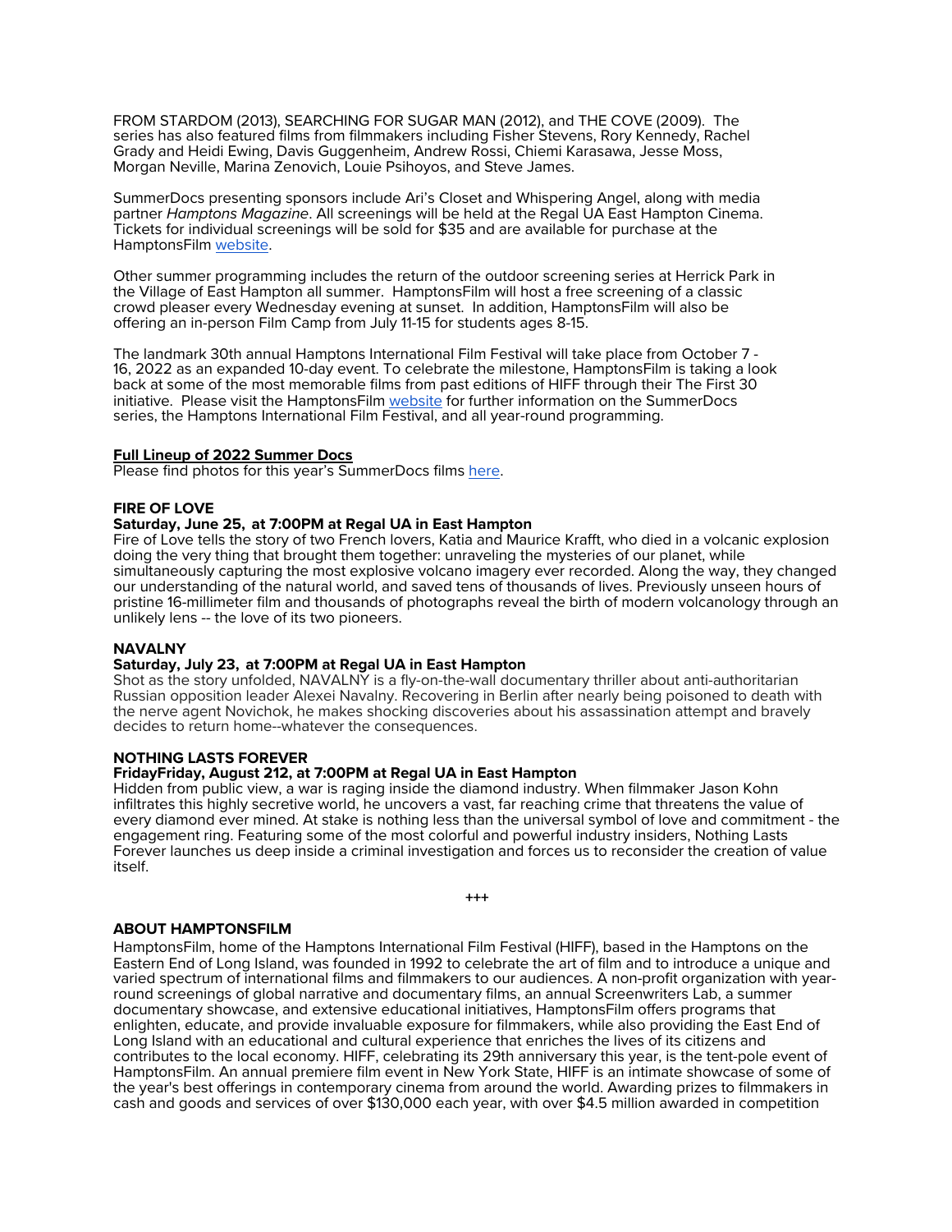FROM STARDOM (2013), SEARCHING FOR SUGAR MAN (2012), and THE COVE (2009). The series has also featured films from filmmakers including Fisher Stevens, Rory Kennedy, Rachel Grady and Heidi Ewing, Davis Guggenheim, Andrew Rossi, Chiemi Karasawa, Jesse Moss, Morgan Neville, Marina Zenovich, Louie Psihoyos, and Steve James.

SummerDocs presenting sponsors include Ari's Closet and Whispering Angel, along with media partner *Hamptons Magazine*. All screenings will be held at the Regal UA East Hampton Cinema. Tickets for individual screenings will be sold for $35 and are available for purchase at the HamptonsFilm website.

Other summer programming includes the return of the outdoor screening series at Herrick Park in the Village of East Hampton all summer. HamptonsFilm will host a free screening of a classic crowd pleaser every Wednesday evening at sunset. In addition, HamptonsFilm will also be offering an in-person Film Camp from July 11-15 for students ages 8-15.

The landmark 30th annual Hamptons International Film Festival will take place from October 7 - 16, 2022 as an expanded 10-day event. To celebrate the milestone, HamptonsFilm is taking a look back at some of the most memorable films from past editions of HIFF through their The First 30 initiative. Please visit the HamptonsFilm website for further information on the SummerDocs series, the Hamptons International Film Festival, and all year-round programming.

**Full Lineup of 2022 Summer Docs**

Please find photos for this year's SummerDocs films here.

**FIRE OF LOVE**

**Saturday, June 25, at 7:00PM at Regal UA in East Hampton**

Fire of Love tells the story of two French lovers, Katia and Maurice Krafft, who died in a volcanic explosion doing the very thing that brought them together: unraveling the mysteries of our planet, while simultaneously capturing the most explosive volcano imagery ever recorded. Along the way, they changed our understanding of the natural world, and saved tens of thousands of lives. Previously unseen hours of pristine 16-millimeter film and thousands of photographs reveal the birth of modern volcanology through an unlikely lens -- the love of its two pioneers.

**NAVALNY**

**Saturday, July 23, at 7:00PM at Regal UA in East Hampton**

Shot as the story unfolded, NAVALNY is a fly-on-the-wall documentary thriller about anti-authoritarian Russian opposition leader Alexei Navalny. Recovering in Berlin after nearly being poisoned to death with the nerve agent Novichok, he makes shocking discoveries about his assassination attempt and bravely decides to return home--whatever the consequences.

**NOTHING LASTS FOREVER**

**FridayFriday, August 212, at 7:00PM at Regal UA in East Hampton**

Hidden from public view, a war is raging inside the diamond industry. When filmmaker Jason Kohn infiltrates this highly secretive world, he uncovers a vast, far reaching crime that threatens the value of every diamond ever mined. At stake is nothing less than the universal symbol of love and commitment - the engagement ring. Featuring some of the most colorful and powerful industry insiders, Nothing Lasts Forever launches us deep inside a criminal investigation and forces us to reconsider the creation of value itself.

+++

**ABOUT HAMPTONSFILM**

HamptonsFilm, home of the Hamptons International Film Festival (HIFF), based in the Hamptons on the Eastern End of Long Island, was founded in 1992 to celebrate the art of film and to introduce a unique and varied spectrum of international films and filmmakers to our audiences. A non-profit organization with year-round screenings of global narrative and documentary films, an annual Screenwriters Lab, a summer documentary showcase, and extensive educational initiatives, HamptonsFilm offers programs that enlighten, educate, and provide invaluable exposure for filmmakers, while also providing the East End of Long Island with an educational and cultural experience that enriches the lives of its citizens and contributes to the local economy. HIFF, celebrating its 29th anniversary this year, is the tent-pole event of HamptonsFilm. An annual premiere film event in New York State, HIFF is an intimate showcase of some of the year's best offerings in contemporary cinema from around the world. Awarding prizes to filmmakers in cash and goods and services of over $130,000 each year, with over $4.5 million awarded in competition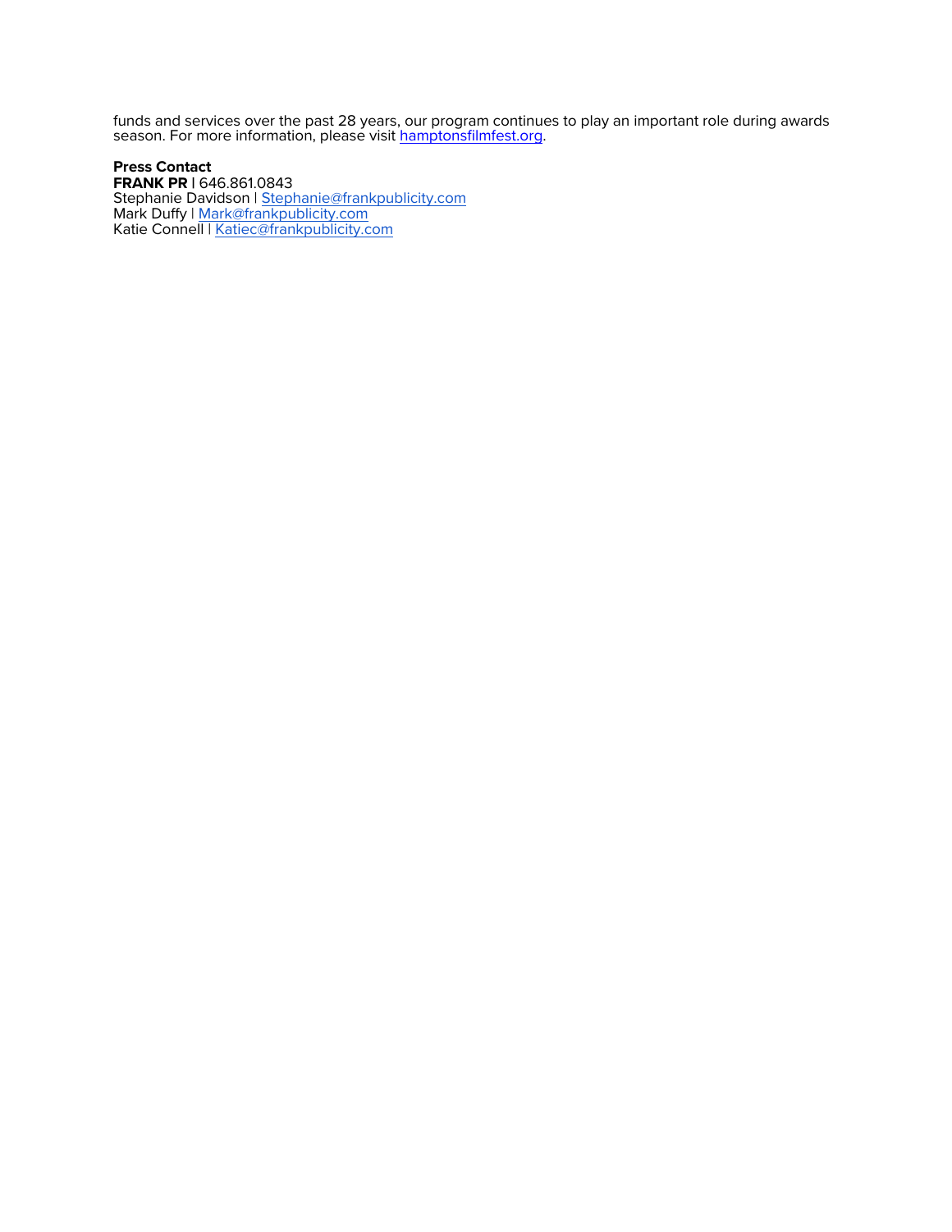funds and services over the past 28 years, our program continues to play an important role during awards season. For more information, please visit [hamptonsfilmfest.org](https://hamptonsfilmfest.org).

**Press Contact**
**FRANK PR** | 646.861.0843
Stephanie Davidson | Stephanie@frankpublicity.com
Mark Duffy | Mark@frankpublicity.com
Katie Connell | Katiec@frankpublicity.com